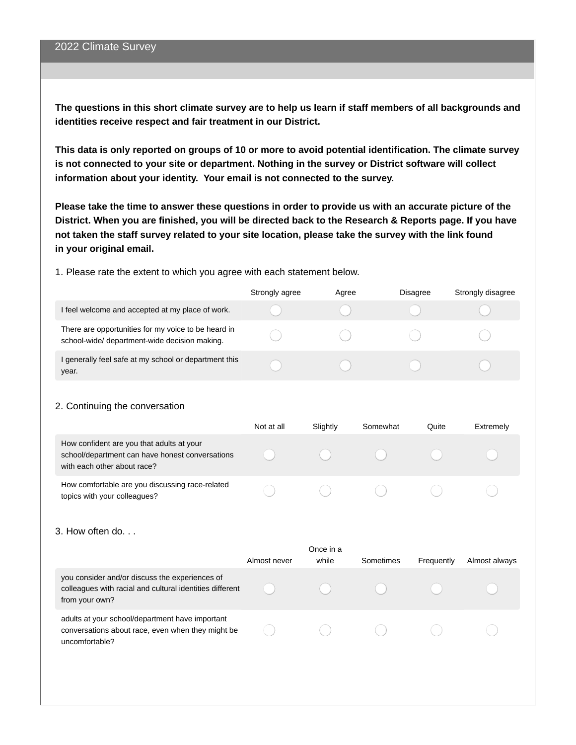## 2022 Climate Survey

**The questions in this short climate survey are to help us learn if staff members of all backgrounds and identities receive respect and fair treatment in our District.**

**This data is only reported on groups of 10 or more to avoid potential identification. The climate survey is not connected to your site or department. Nothing in the survey or District software will collect information about your identity. Your email is not connected to the survey.**

**Please take the time to answer these questions in order to provide us with an accurate picture of the District. When you are finished, you will be directed back to the Research & Reports page. If you have not taken the staff survey related to your site location, please take the survey with the link found in your original email.**

1. Please rate the extent to which you agree with each statement below.

| | Strongly agree | Agree | Disagree | Strongly disagree |
|---|---|---|---|---|
| I feel welcome and accepted at my place of work. | ◯ | ◯ | ◯ | ◯ |
| There are opportunities for my voice to be heard in school-wide/ department-wide decision making. | ◯ | ◯ | ◯ | ◯ |
| I generally feel safe at my school or department this year. | ◯ | ◯ | ◯ | ◯ |

2. Continuing the conversation

| | Not at all | Slightly | Somewhat | Quite | Extremely |
|---|---|---|---|---|---|
| How confident are you that adults at your school/department can have honest conversations with each other about race? | ◯ | ◯ | ◯ | ◯ | ◯ |
| How comfortable are you discussing race-related topics with your colleagues? | ◯ | ◯ | ◯ | ◯ | ◯ |

3. How often do. . .

| | Almost never | Once in a while | Sometimes | Frequently | Almost always |
|---|---|---|---|---|---|
| you consider and/or discuss the experiences of colleagues with racial and cultural identities different from your own? | ◯ | ◯ | ◯ | ◯ | ◯ |
| adults at your school/department have important conversations about race, even when they might be uncomfortable? | ◯ | ◯ | ◯ | ◯ | ◯ |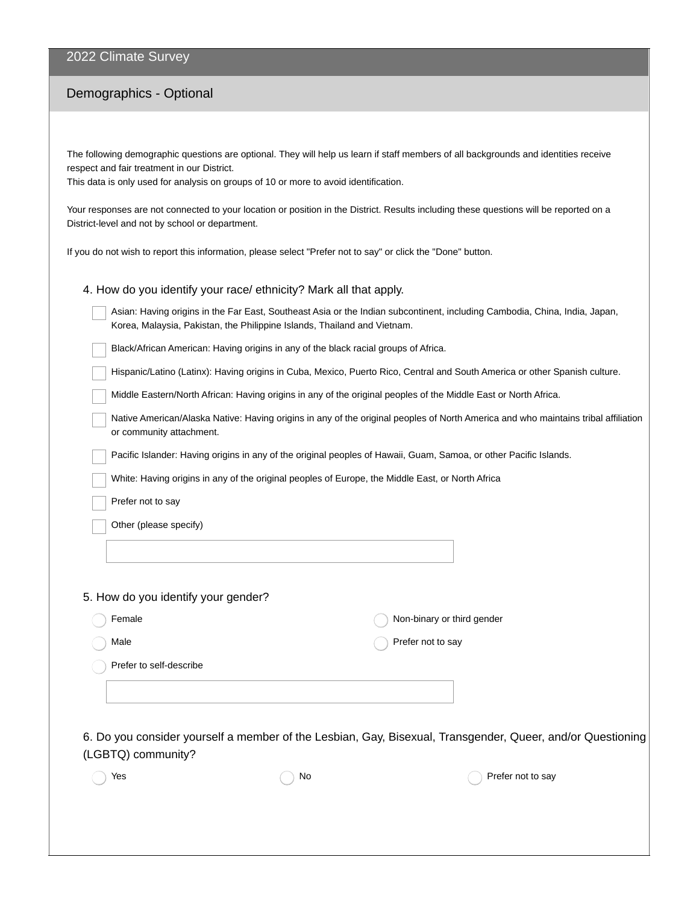## 2022 Climate Survey

### Demographics - Optional

The following demographic questions are optional. They will help us learn if staff members of all backgrounds and identities receive respect and fair treatment in our District.
This data is only used for analysis on groups of 10 or more to avoid identification.

Your responses are not connected to your location or position in the District. Results including these questions will be reported on a District-level and not by school or department.

If you do not wish to report this information, please select "Prefer not to say" or click the "Done" button.

4. How do you identify your race/ ethnicity? Mark all that apply.

- [ ] Asian: Having origins in the Far East, Southeast Asia or the Indian subcontinent, including Cambodia, China, India, Japan, Korea, Malaysia, Pakistan, the Philippine Islands, Thailand and Vietnam.
- [ ] Black/African American: Having origins in any of the black racial groups of Africa.
- [ ] Hispanic/Latino (Latinx): Having origins in Cuba, Mexico, Puerto Rico, Central and South America or other Spanish culture.
- [ ] Middle Eastern/North African: Having origins in any of the original peoples of the Middle East or North Africa.
- [ ] Native American/Alaska Native: Having origins in any of the original peoples of North America and who maintains tribal affiliation or community attachment.
- [ ] Pacific Islander: Having origins in any of the original peoples of Hawaii, Guam, Samoa, or other Pacific Islands.
- [ ] White: Having origins in any of the original peoples of Europe, the Middle East, or North Africa
- [ ] Prefer not to say
- [ ] Other (please specify)

______________________________

5. How do you identify your gender?

- ○ Female
- ○ Male
- ○ Prefer to self-describe
- ○ Non-binary or third gender
- ○ Prefer not to say

______________________________

6. Do you consider yourself a member of the Lesbian, Gay, Bisexual, Transgender, Queer, and/or Questioning (LGBTQ) community?

- ○ Yes
- ○ No
- ○ Prefer not to say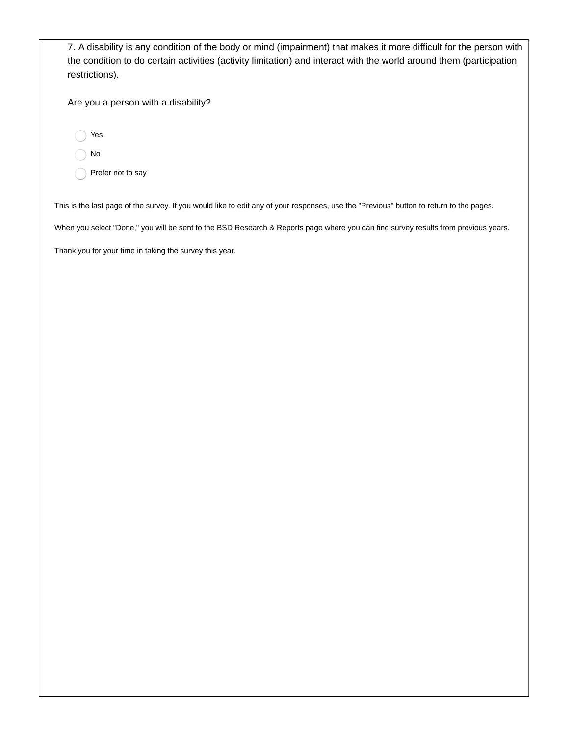7. A disability is any condition of the body or mind (impairment) that makes it more difficult for the person with the condition to do certain activities (activity limitation) and interact with the world around them (participation restrictions).

Are you a person with a disability?

- Yes
- No
- Prefer not to say

This is the last page of the survey. If you would like to edit any of your responses, use the "Previous" button to return to the pages.

When you select "Done," you will be sent to the BSD Research & Reports page where you can find survey results from previous years.

Thank you for your time in taking the survey this year.